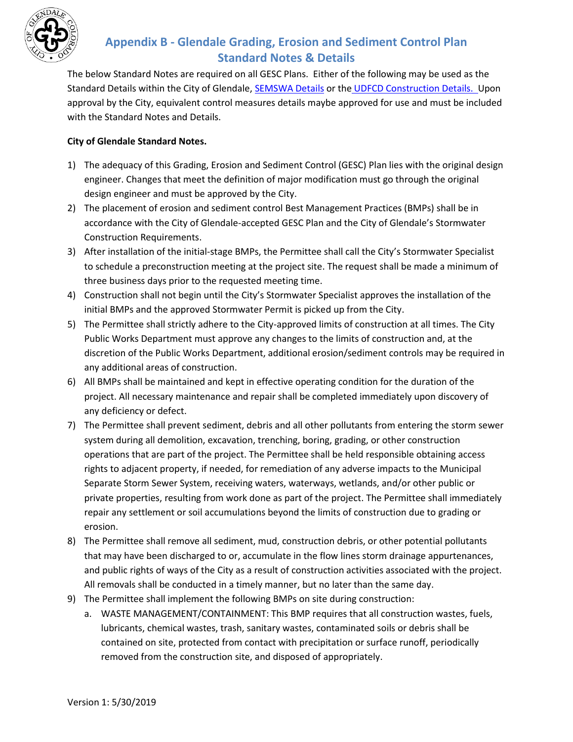# Appendix B - Glendale Grading, Erosion and Sediment Control Plan Standard Notes & Details

The below Standard Notes are required on all GESC Plans. Either of the following may be used as the Standard Details within the City of Glendale, SEMSWA Details or the UDFCD Construction Details. Upon approval by the City, equivalent control measures details maybe approved for use and must be included with the Standard Notes and Details.

**City of Glendale Standard Notes.**

1) The adequacy of this Grading, Erosion and Sediment Control (GESC) Plan lies with the original design engineer. Changes that meet the definition of major modification must go through the original design engineer and must be approved by the City.
2) The placement of erosion and sediment control Best Management Practices (BMPs) shall be in accordance with the City of Glendale-accepted GESC Plan and the City of Glendale's Stormwater Construction Requirements.
3) After installation of the initial-stage BMPs, the Permittee shall call the City's Stormwater Specialist to schedule a preconstruction meeting at the project site. The request shall be made a minimum of three business days prior to the requested meeting time.
4) Construction shall not begin until the City's Stormwater Specialist approves the installation of the initial BMPs and the approved Stormwater Permit is picked up from the City.
5) The Permittee shall strictly adhere to the City-approved limits of construction at all times. The City Public Works Department must approve any changes to the limits of construction and, at the discretion of the Public Works Department, additional erosion/sediment controls may be required in any additional areas of construction.
6) All BMPs shall be maintained and kept in effective operating condition for the duration of the project. All necessary maintenance and repair shall be completed immediately upon discovery of any deficiency or defect.
7) The Permittee shall prevent sediment, debris and all other pollutants from entering the storm sewer system during all demolition, excavation, trenching, boring, grading, or other construction operations that are part of the project. The Permittee shall be held responsible obtaining access rights to adjacent property, if needed, for remediation of any adverse impacts to the Municipal Separate Storm Sewer System, receiving waters, waterways, wetlands, and/or other public or private properties, resulting from work done as part of the project. The Permittee shall immediately repair any settlement or soil accumulations beyond the limits of construction due to grading or erosion.
8) The Permittee shall remove all sediment, mud, construction debris, or other potential pollutants that may have been discharged to or, accumulate in the flow lines storm drainage appurtenances, and public rights of ways of the City as a result of construction activities associated with the project. All removals shall be conducted in a timely manner, but no later than the same day.
9) The Permittee shall implement the following BMPs on site during construction:
   a. WASTE MANAGEMENT/CONTAINMENT: This BMP requires that all construction wastes, fuels, lubricants, chemical wastes, trash, sanitary wastes, contaminated soils or debris shall be contained on site, protected from contact with precipitation or surface runoff, periodically removed from the construction site, and disposed of appropriately.

Version 1: 5/30/2019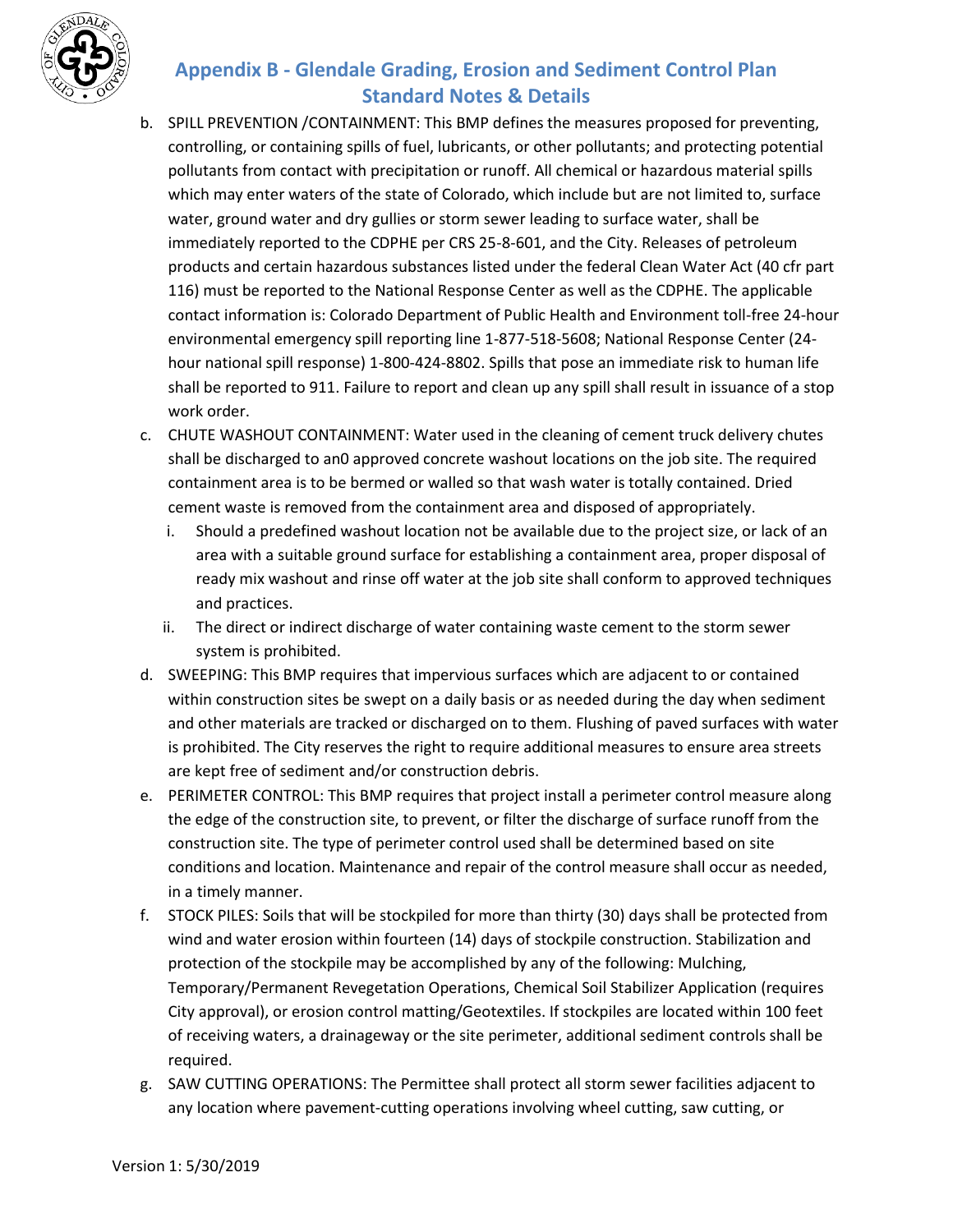b. SPILL PREVENTION /CONTAINMENT: This BMP defines the measures proposed for preventing, controlling, or containing spills of fuel, lubricants, or other pollutants; and protecting potential pollutants from contact with precipitation or runoff. All chemical or hazardous material spills which may enter waters of the state of Colorado, which include but are not limited to, surface water, ground water and dry gullies or storm sewer leading to surface water, shall be immediately reported to the CDPHE per CRS 25-8-601, and the City. Releases of petroleum products and certain hazardous substances listed under the federal Clean Water Act (40 cfr part 116) must be reported to the National Response Center as well as the CDPHE. The applicable contact information is: Colorado Department of Public Health and Environment toll-free 24-hour environmental emergency spill reporting line 1-877-518-5608; National Response Center (24-hour national spill response) 1-800-424-8802. Spills that pose an immediate risk to human life shall be reported to 911. Failure to report and clean up any spill shall result in issuance of a stop work order.

c. CHUTE WASHOUT CONTAINMENT: Water used in the cleaning of cement truck delivery chutes shall be discharged to an0 approved concrete washout locations on the job site. The required containment area is to be bermed or walled so that wash water is totally contained. Dried cement waste is removed from the containment area and disposed of appropriately.
   i. Should a predefined washout location not be available due to the project size, or lack of an area with a suitable ground surface for establishing a containment area, proper disposal of ready mix washout and rinse off water at the job site shall conform to approved techniques and practices.
   ii. The direct or indirect discharge of water containing waste cement to the storm sewer system is prohibited.

d. SWEEPING: This BMP requires that impervious surfaces which are adjacent to or contained within construction sites be swept on a daily basis or as needed during the day when sediment and other materials are tracked or discharged on to them. Flushing of paved surfaces with water is prohibited. The City reserves the right to require additional measures to ensure area streets are kept free of sediment and/or construction debris.

e. PERIMETER CONTROL: This BMP requires that project install a perimeter control measure along the edge of the construction site, to prevent, or filter the discharge of surface runoff from the construction site. The type of perimeter control used shall be determined based on site conditions and location. Maintenance and repair of the control measure shall occur as needed, in a timely manner.

f. STOCK PILES: Soils that will be stockpiled for more than thirty (30) days shall be protected from wind and water erosion within fourteen (14) days of stockpile construction. Stabilization and protection of the stockpile may be accomplished by any of the following: Mulching, Temporary/Permanent Revegetation Operations, Chemical Soil Stabilizer Application (requires City approval), or erosion control matting/Geotextiles. If stockpiles are located within 100 feet of receiving waters, a drainageway or the site perimeter, additional sediment controls shall be required.

g. SAW CUTTING OPERATIONS: The Permittee shall protect all storm sewer facilities adjacent to any location where pavement-cutting operations involving wheel cutting, saw cutting, or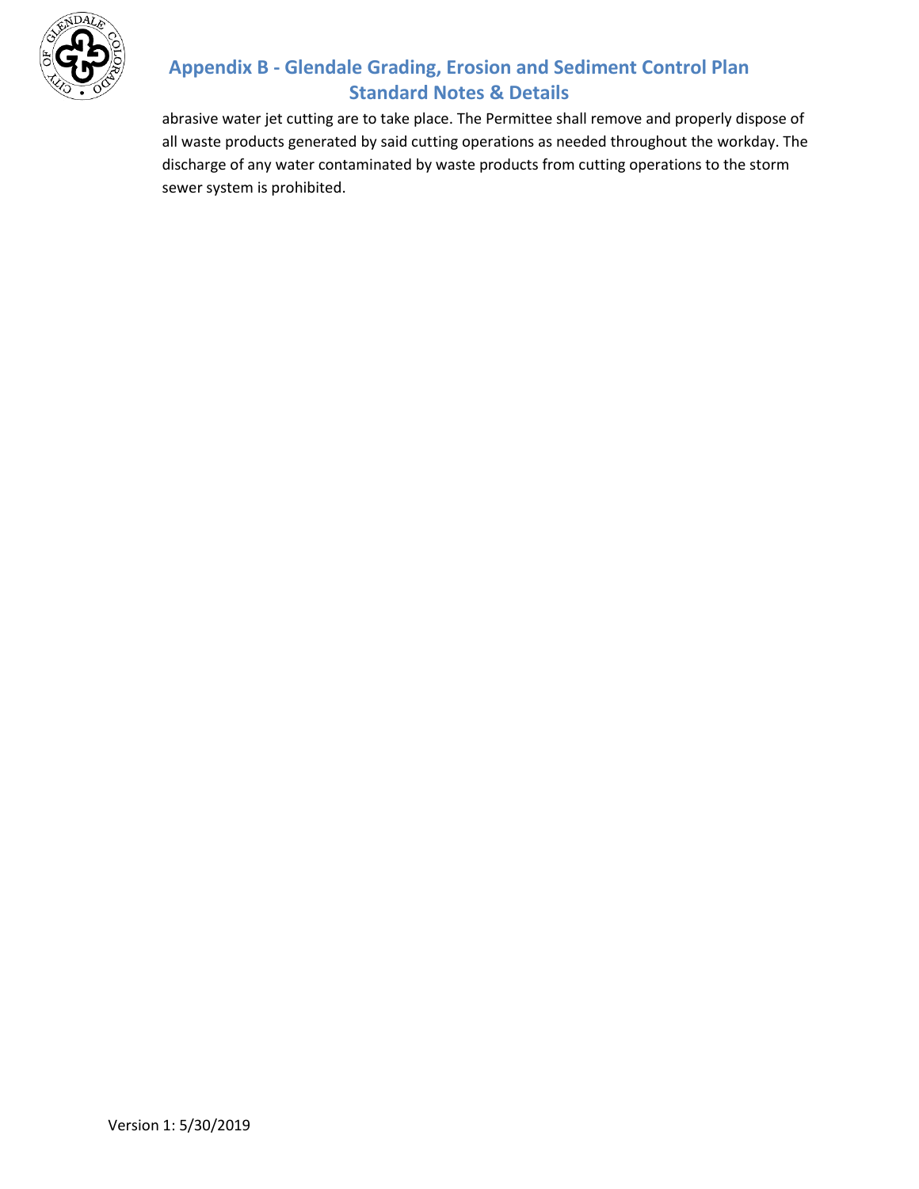abrasive water jet cutting are to take place. The Permittee shall remove and properly dispose of all waste products generated by said cutting operations as needed throughout the workday. The discharge of any water contaminated by waste products from cutting operations to the storm sewer system is prohibited.